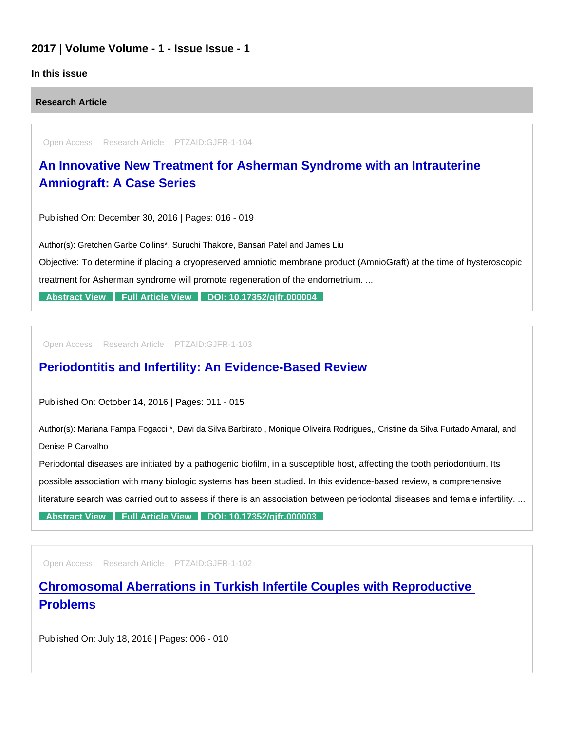## 2017 | Volume Volume - 1 - Issue Issue - 1

### In this issue

#### Research Article

Open Access Research Article PTZAID:GJFR-1-104

### [An Innovative New Treatment for Asherman Syndrome with an Intrauterine Amniograft: A Case Series]

Published On: December 30, 2016 | Pages: 016 - 019

Author(s): Gretchen Garbe Collins*, Suruchi Thakore, Bansari Patel and James Liu

Objective: To determine if placing a cryopreserved amniotic membrane product (AmnioGraft) at the time of hysteroscopic treatment for Asherman syndrome will promote regeneration of the endometrium. ...

**Abstract View** **Full Article View** **DOI: 10.17352/gjfr.000004**

Open Access Research Article PTZAID:GJFR-1-103

### [Periodontitis and Infertility: An Evidence-Based Review]

Published On: October 14, 2016 | Pages: 011 - 015

Author(s): Mariana Fampa Fogacci *, Davi da Silva Barbirato , Monique Oliveira Rodrigues,, Cristine da Silva Furtado Amaral, and Denise P Carvalho

Periodontal diseases are initiated by a pathogenic biofilm, in a susceptible host, affecting the tooth periodontium. Its possible association with many biologic systems has been studied. In this evidence-based review, a comprehensive literature search was carried out to assess if there is an association between periodontal diseases and female infertility. ...

**Abstract View** **Full Article View** **DOI: 10.17352/gjfr.000003**

Open Access Research Article PTZAID:GJFR-1-102

### [Chromosomal Aberrations in Turkish Infertile Couples with Reproductive Problems]

Published On: July 18, 2016 | Pages: 006 - 010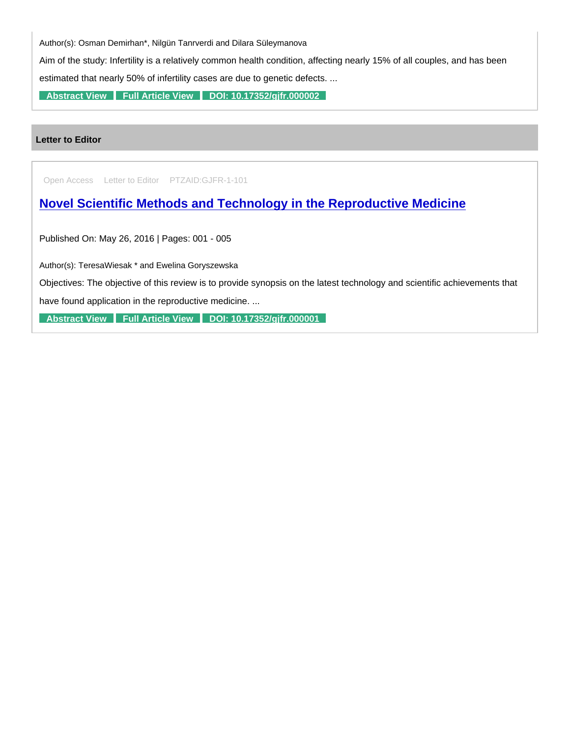Author(s): Osman Demirhan*, Nilgün Tanrverdi and Dilara Süleymanova

Aim of the study: Infertility is a relatively common health condition, affecting nearly 15% of all couples, and has been estimated that nearly 50% of infertility cases are due to genetic defects. ...

**Abstract View** **Full Article View** **DOI: 10.17352/gjfr.000002**

## Letter to Editor

Open Access Letter to Editor PTZAID:GJFR-1-101

### Novel Scientific Methods and Technology in the Reproductive Medicine

Published On: May 26, 2016 | Pages: 001 - 005

Author(s): TeresaWiesak * and Ewelina Goryszewska

Objectives: The objective of this review is to provide synopsis on the latest technology and scientific achievements that have found application in the reproductive medicine. ...

**Abstract View** **Full Article View** **DOI: 10.17352/gjfr.000001**